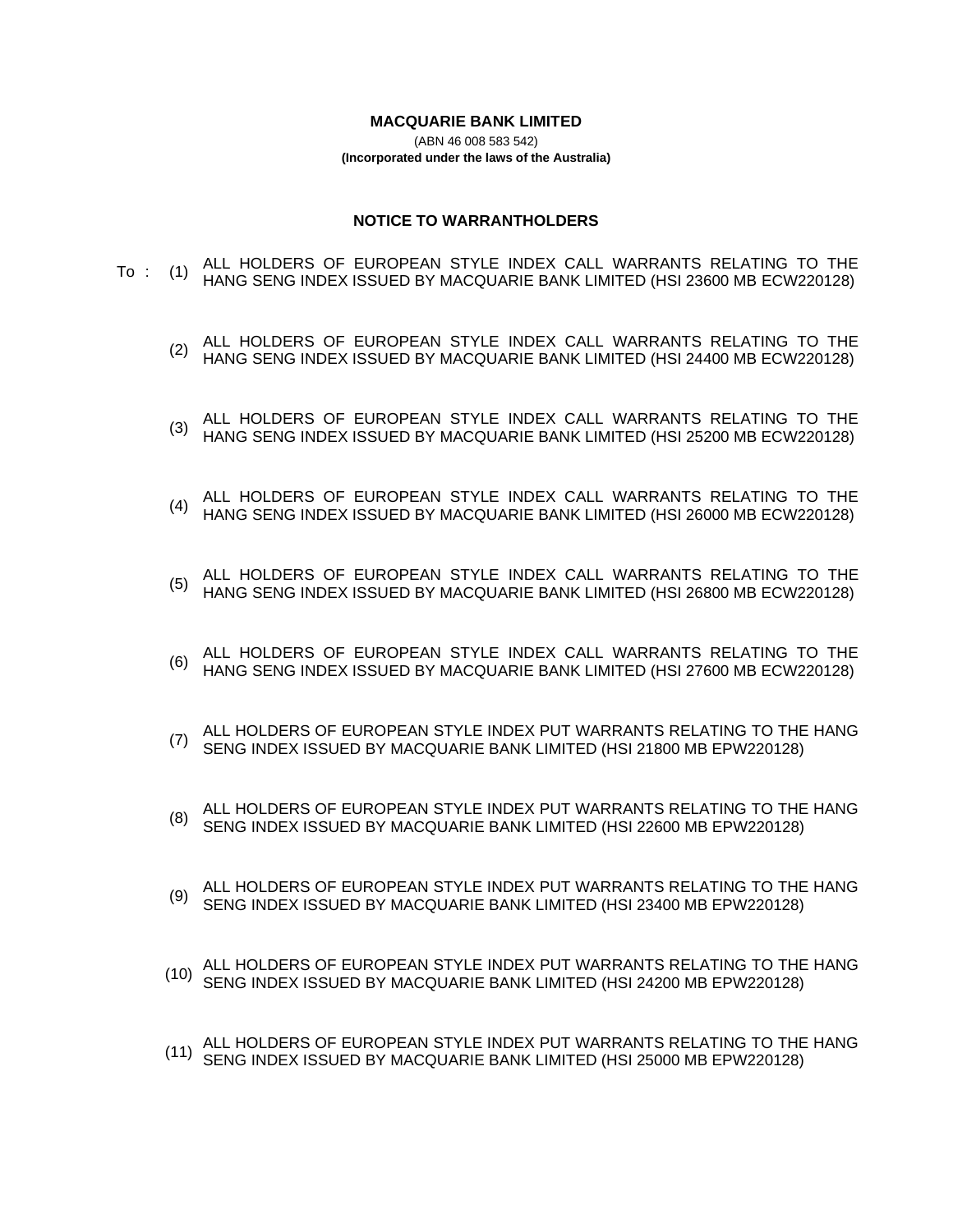**MACQUARIE BANK LIMITED**

(ABN 46 008 583 542)

**(Incorporated under the laws of the Australia)**

**NOTICE TO WARRANTHOLDERS**

To :

(1) ALL HOLDERS OF EUROPEAN STYLE INDEX CALL WARRANTS RELATING TO THE HANG SENG INDEX ISSUED BY MACQUARIE BANK LIMITED (HSI 23600 MB ECW220128)

(2) ALL HOLDERS OF EUROPEAN STYLE INDEX CALL WARRANTS RELATING TO THE HANG SENG INDEX ISSUED BY MACQUARIE BANK LIMITED (HSI 24400 MB ECW220128)

(3) ALL HOLDERS OF EUROPEAN STYLE INDEX CALL WARRANTS RELATING TO THE HANG SENG INDEX ISSUED BY MACQUARIE BANK LIMITED (HSI 25200 MB ECW220128)

(4) ALL HOLDERS OF EUROPEAN STYLE INDEX CALL WARRANTS RELATING TO THE HANG SENG INDEX ISSUED BY MACQUARIE BANK LIMITED (HSI 26000 MB ECW220128)

(5) ALL HOLDERS OF EUROPEAN STYLE INDEX CALL WARRANTS RELATING TO THE HANG SENG INDEX ISSUED BY MACQUARIE BANK LIMITED (HSI 26800 MB ECW220128)

(6) ALL HOLDERS OF EUROPEAN STYLE INDEX CALL WARRANTS RELATING TO THE HANG SENG INDEX ISSUED BY MACQUARIE BANK LIMITED (HSI 27600 MB ECW220128)

(7) ALL HOLDERS OF EUROPEAN STYLE INDEX PUT WARRANTS RELATING TO THE HANG SENG INDEX ISSUED BY MACQUARIE BANK LIMITED (HSI 21800 MB EPW220128)

(8) ALL HOLDERS OF EUROPEAN STYLE INDEX PUT WARRANTS RELATING TO THE HANG SENG INDEX ISSUED BY MACQUARIE BANK LIMITED (HSI 22600 MB EPW220128)

(9) ALL HOLDERS OF EUROPEAN STYLE INDEX PUT WARRANTS RELATING TO THE HANG SENG INDEX ISSUED BY MACQUARIE BANK LIMITED (HSI 23400 MB EPW220128)

(10) ALL HOLDERS OF EUROPEAN STYLE INDEX PUT WARRANTS RELATING TO THE HANG SENG INDEX ISSUED BY MACQUARIE BANK LIMITED (HSI 24200 MB EPW220128)

(11) ALL HOLDERS OF EUROPEAN STYLE INDEX PUT WARRANTS RELATING TO THE HANG SENG INDEX ISSUED BY MACQUARIE BANK LIMITED (HSI 25000 MB EPW220128)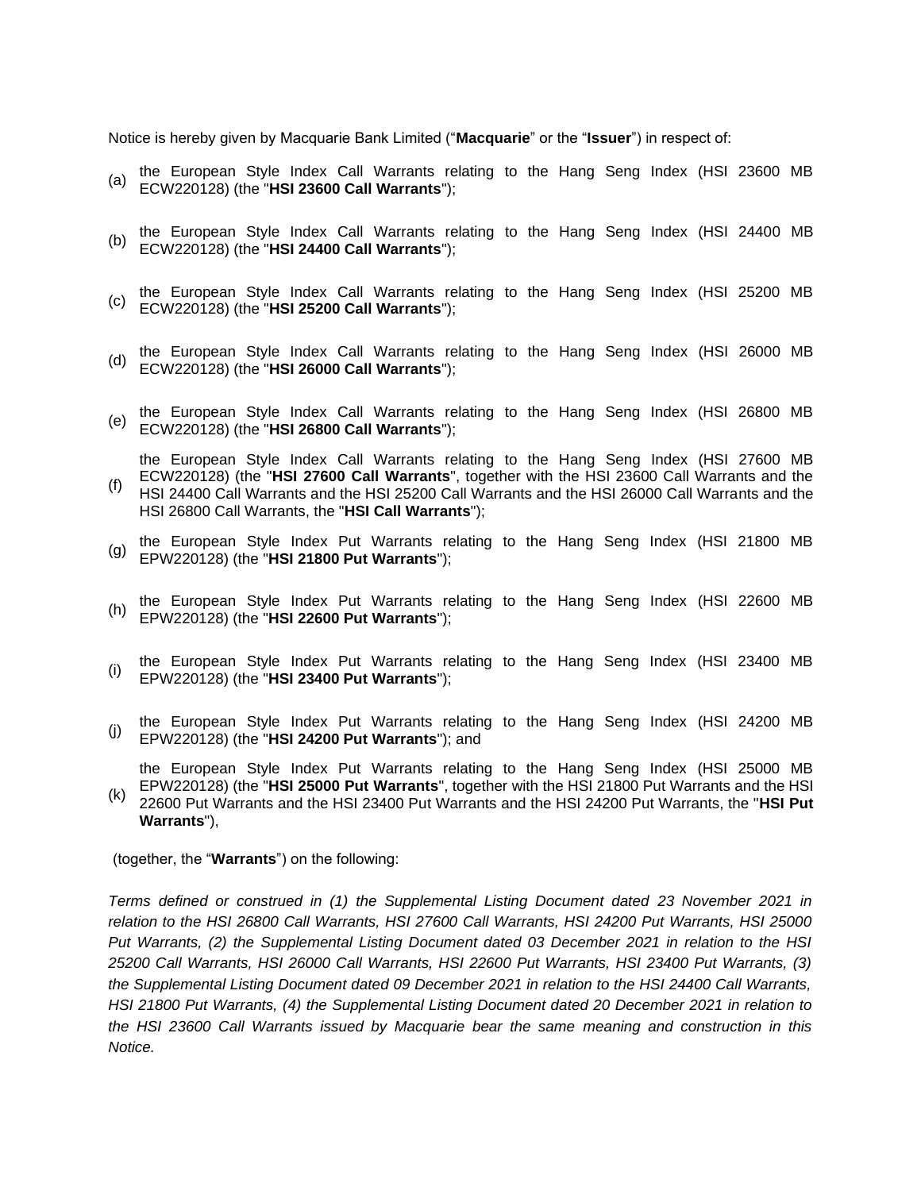Notice is hereby given by Macquarie Bank Limited ("**Macquarie**" or the "**Issuer**") in respect of:

(a) the European Style Index Call Warrants relating to the Hang Seng Index (HSI 23600 MB ECW220128) (the "**HSI 23600 Call Warrants**");

(b) the European Style Index Call Warrants relating to the Hang Seng Index (HSI 24400 MB ECW220128) (the "**HSI 24400 Call Warrants**");

(c) the European Style Index Call Warrants relating to the Hang Seng Index (HSI 25200 MB ECW220128) (the "**HSI 25200 Call Warrants**");

(d) the European Style Index Call Warrants relating to the Hang Seng Index (HSI 26000 MB ECW220128) (the "**HSI 26000 Call Warrants**");

(e) the European Style Index Call Warrants relating to the Hang Seng Index (HSI 26800 MB ECW220128) (the "**HSI 26800 Call Warrants**");

(f) the European Style Index Call Warrants relating to the Hang Seng Index (HSI 27600 MB ECW220128) (the "**HSI 27600 Call Warrants**", together with the HSI 23600 Call Warrants and the HSI 24400 Call Warrants and the HSI 25200 Call Warrants and the HSI 26000 Call Warrants and the HSI 26800 Call Warrants, the "**HSI Call Warrants**");

(g) the European Style Index Put Warrants relating to the Hang Seng Index (HSI 21800 MB EPW220128) (the "**HSI 21800 Put Warrants**");

(h) the European Style Index Put Warrants relating to the Hang Seng Index (HSI 22600 MB EPW220128) (the "**HSI 22600 Put Warrants**");

(i) the European Style Index Put Warrants relating to the Hang Seng Index (HSI 23400 MB EPW220128) (the "**HSI 23400 Put Warrants**");

(j) the European Style Index Put Warrants relating to the Hang Seng Index (HSI 24200 MB EPW220128) (the "**HSI 24200 Put Warrants**"); and

(k) the European Style Index Put Warrants relating to the Hang Seng Index (HSI 25000 MB EPW220128) (the "**HSI 25000 Put Warrants**", together with the HSI 21800 Put Warrants and the HSI 22600 Put Warrants and the HSI 23400 Put Warrants and the HSI 24200 Put Warrants, the "**HSI Put Warrants**"),

(together, the "**Warrants**") on the following:

*Terms defined or construed in (1) the Supplemental Listing Document dated 23 November 2021 in relation to the HSI 26800 Call Warrants, HSI 27600 Call Warrants, HSI 24200 Put Warrants, HSI 25000 Put Warrants, (2) the Supplemental Listing Document dated 03 December 2021 in relation to the HSI 25200 Call Warrants, HSI 26000 Call Warrants, HSI 22600 Put Warrants, HSI 23400 Put Warrants, (3) the Supplemental Listing Document dated 09 December 2021 in relation to the HSI 24400 Call Warrants, HSI 21800 Put Warrants, (4) the Supplemental Listing Document dated 20 December 2021 in relation to the HSI 23600 Call Warrants issued by Macquarie bear the same meaning and construction in this Notice.*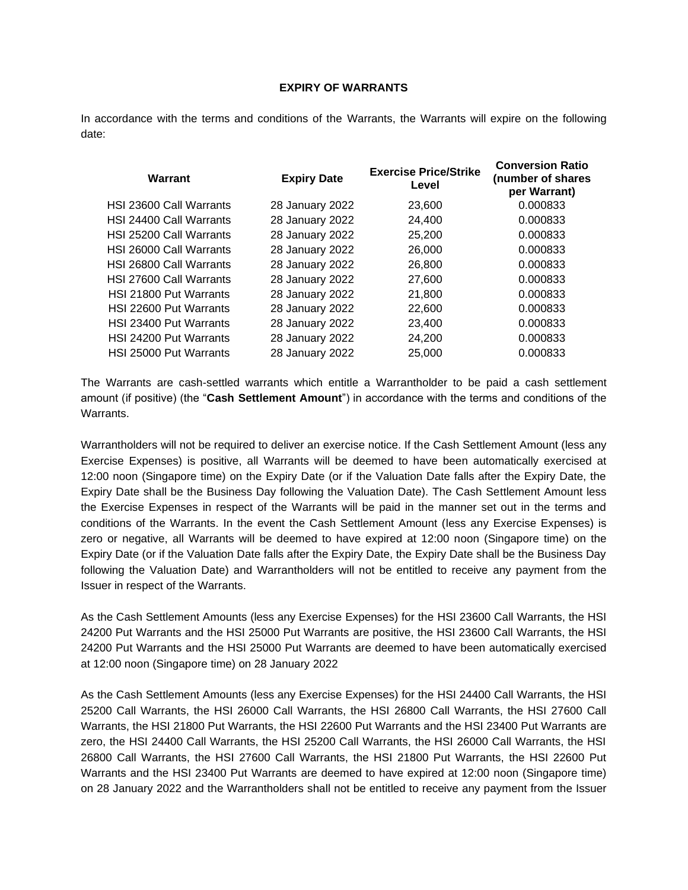**EXPIRY OF WARRANTS**

In accordance with the terms and conditions of the Warrants, the Warrants will expire on the following date:

| Warrant | Expiry Date | Exercise Price/Strike Level | Conversion Ratio (number of shares per Warrant) |
|---|---|---|---|
| HSI 23600 Call Warrants | 28 January 2022 | 23,600 | 0.000833 |
| HSI 24400 Call Warrants | 28 January 2022 | 24,400 | 0.000833 |
| HSI 25200 Call Warrants | 28 January 2022 | 25,200 | 0.000833 |
| HSI 26000 Call Warrants | 28 January 2022 | 26,000 | 0.000833 |
| HSI 26800 Call Warrants | 28 January 2022 | 26,800 | 0.000833 |
| HSI 27600 Call Warrants | 28 January 2022 | 27,600 | 0.000833 |
| HSI 21800 Put Warrants | 28 January 2022 | 21,800 | 0.000833 |
| HSI 22600 Put Warrants | 28 January 2022 | 22,600 | 0.000833 |
| HSI 23400 Put Warrants | 28 January 2022 | 23,400 | 0.000833 |
| HSI 24200 Put Warrants | 28 January 2022 | 24,200 | 0.000833 |
| HSI 25000 Put Warrants | 28 January 2022 | 25,000 | 0.000833 |

The Warrants are cash-settled warrants which entitle a Warrantholder to be paid a cash settlement amount (if positive) (the "**Cash Settlement Amount**") in accordance with the terms and conditions of the Warrants.

Warrantholders will not be required to deliver an exercise notice. If the Cash Settlement Amount (less any Exercise Expenses) is positive, all Warrants will be deemed to have been automatically exercised at 12:00 noon (Singapore time) on the Expiry Date (or if the Valuation Date falls after the Expiry Date, the Expiry Date shall be the Business Day following the Valuation Date). The Cash Settlement Amount less the Exercise Expenses in respect of the Warrants will be paid in the manner set out in the terms and conditions of the Warrants. In the event the Cash Settlement Amount (less any Exercise Expenses) is zero or negative, all Warrants will be deemed to have expired at 12:00 noon (Singapore time) on the Expiry Date (or if the Valuation Date falls after the Expiry Date, the Expiry Date shall be the Business Day following the Valuation Date) and Warrantholders will not be entitled to receive any payment from the Issuer in respect of the Warrants.

As the Cash Settlement Amounts (less any Exercise Expenses) for the HSI 23600 Call Warrants, the HSI 24200 Put Warrants and the HSI 25000 Put Warrants are positive, the HSI 23600 Call Warrants, the HSI 24200 Put Warrants and the HSI 25000 Put Warrants are deemed to have been automatically exercised at 12:00 noon (Singapore time) on 28 January 2022

As the Cash Settlement Amounts (less any Exercise Expenses) for the HSI 24400 Call Warrants, the HSI 25200 Call Warrants, the HSI 26000 Call Warrants, the HSI 26800 Call Warrants, the HSI 27600 Call Warrants, the HSI 21800 Put Warrants, the HSI 22600 Put Warrants and the HSI 23400 Put Warrants are zero, the HSI 24400 Call Warrants, the HSI 25200 Call Warrants, the HSI 26000 Call Warrants, the HSI 26800 Call Warrants, the HSI 27600 Call Warrants, the HSI 21800 Put Warrants, the HSI 22600 Put Warrants and the HSI 23400 Put Warrants are deemed to have expired at 12:00 noon (Singapore time) on 28 January 2022 and the Warrantholders shall not be entitled to receive any payment from the Issuer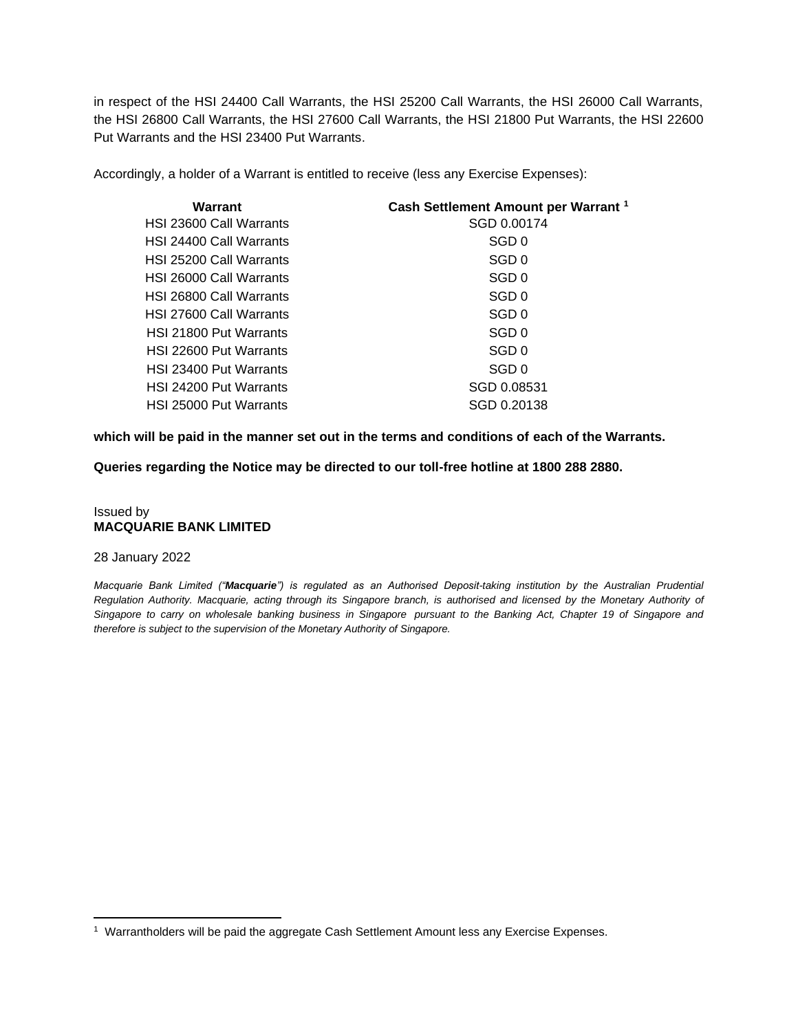in respect of the HSI 24400 Call Warrants, the HSI 25200 Call Warrants, the HSI 26000 Call Warrants, the HSI 26800 Call Warrants, the HSI 27600 Call Warrants, the HSI 21800 Put Warrants, the HSI 22600 Put Warrants and the HSI 23400 Put Warrants.

Accordingly, a holder of a Warrant is entitled to receive (less any Exercise Expenses):

| Warrant | Cash Settlement Amount per Warrant [1] |
|---|---|
| HSI 23600 Call Warrants | SGD 0.00174 |
| HSI 24400 Call Warrants | SGD 0 |
| HSI 25200 Call Warrants | SGD 0 |
| HSI 26000 Call Warrants | SGD 0 |
| HSI 26800 Call Warrants | SGD 0 |
| HSI 27600 Call Warrants | SGD 0 |
| HSI 21800 Put Warrants | SGD 0 |
| HSI 22600 Put Warrants | SGD 0 |
| HSI 23400 Put Warrants | SGD 0 |
| HSI 24200 Put Warrants | SGD 0.08531 |
| HSI 25000 Put Warrants | SGD 0.20138 |

**which will be paid in the manner set out in the terms and conditions of each of the Warrants.**

**Queries regarding the Notice may be directed to our toll-free hotline at 1800 288 2880.**

Issued by
**MACQUARIE BANK LIMITED**

28 January 2022

*Macquarie Bank Limited ("**Macquarie**") is regulated as an Authorised Deposit-taking institution by the Australian Prudential Regulation Authority. Macquarie, acting through its Singapore branch, is authorised and licensed by the Monetary Authority of Singapore to carry on wholesale banking business in Singapore pursuant to the Banking Act, Chapter 19 of Singapore and therefore is subject to the supervision of the Monetary Authority of Singapore.*

[1] Warrantholders will be paid the aggregate Cash Settlement Amount less any Exercise Expenses.